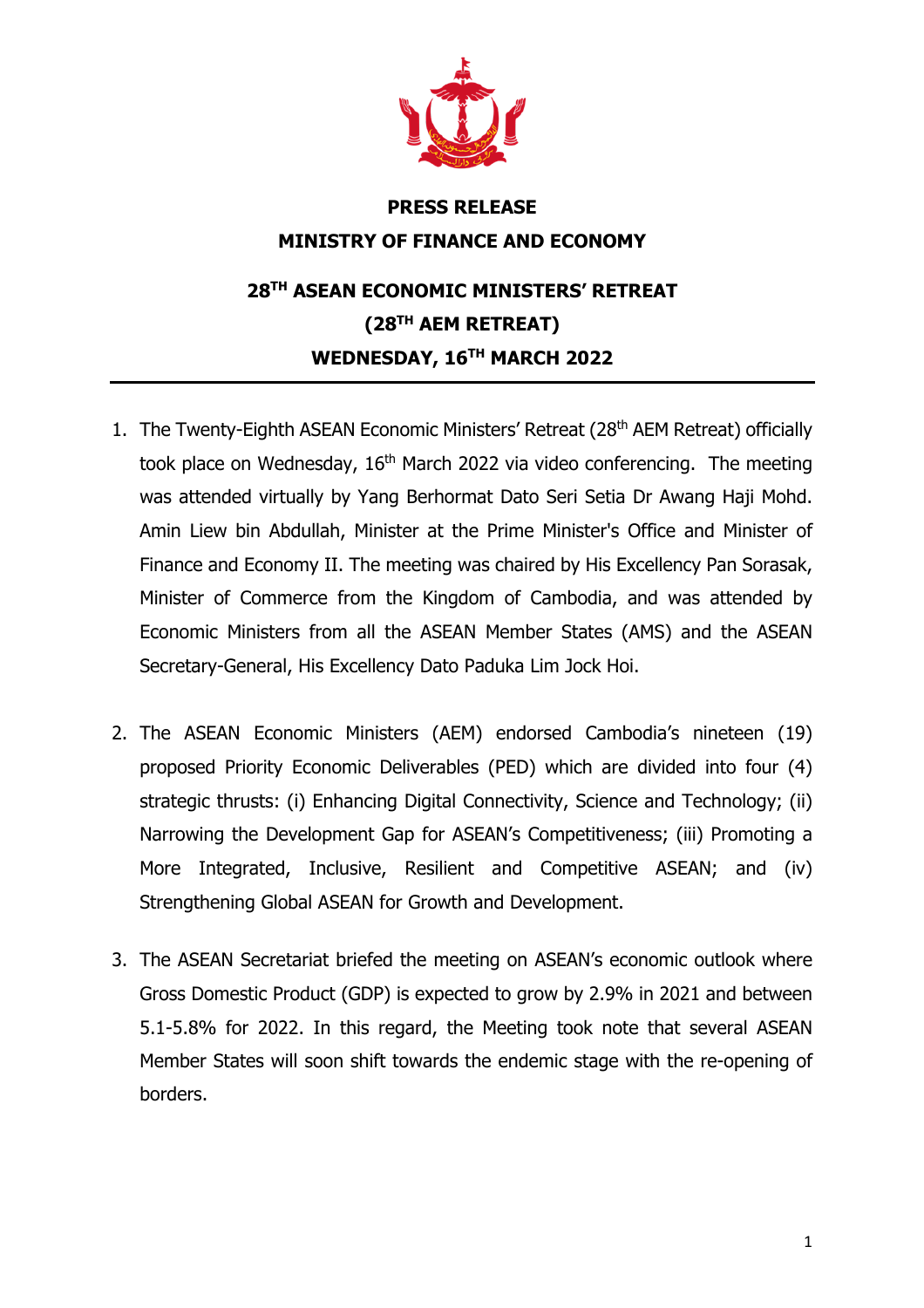**PRESS RELEASE**

**MINISTRY OF FINANCE AND ECONOMY**

# 28TH ASEAN ECONOMIC MINISTERS' RETREAT (28TH AEM RETREAT) WEDNESDAY, 16TH MARCH 2022

1. The Twenty-Eighth ASEAN Economic Ministers' Retreat (28th AEM Retreat) officially took place on Wednesday, 16th March 2022 via video conferencing. The meeting was attended virtually by Yang Berhormat Dato Seri Setia Dr Awang Haji Mohd. Amin Liew bin Abdullah, Minister at the Prime Minister's Office and Minister of Finance and Economy II. The meeting was chaired by His Excellency Pan Sorasak, Minister of Commerce from the Kingdom of Cambodia, and was attended by Economic Ministers from all the ASEAN Member States (AMS) and the ASEAN Secretary-General, His Excellency Dato Paduka Lim Jock Hoi.

2. The ASEAN Economic Ministers (AEM) endorsed Cambodia's nineteen (19) proposed Priority Economic Deliverables (PED) which are divided into four (4) strategic thrusts: (i) Enhancing Digital Connectivity, Science and Technology; (ii) Narrowing the Development Gap for ASEAN's Competitiveness; (iii) Promoting a More Integrated, Inclusive, Resilient and Competitive ASEAN; and (iv) Strengthening Global ASEAN for Growth and Development.

3. The ASEAN Secretariat briefed the meeting on ASEAN's economic outlook where Gross Domestic Product (GDP) is expected to grow by 2.9% in 2021 and between 5.1-5.8% for 2022. In this regard, the Meeting took note that several ASEAN Member States will soon shift towards the endemic stage with the re-opening of borders.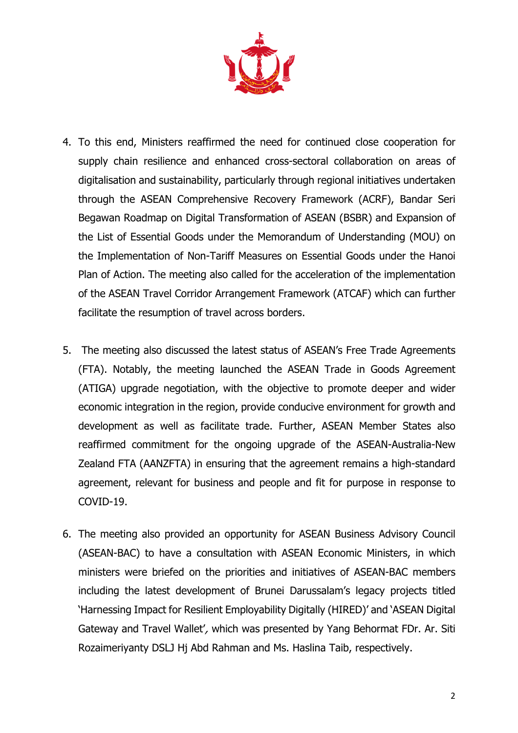4. To this end, Ministers reaffirmed the need for continued close cooperation for supply chain resilience and enhanced cross-sectoral collaboration on areas of digitalisation and sustainability, particularly through regional initiatives undertaken through the ASEAN Comprehensive Recovery Framework (ACRF), Bandar Seri Begawan Roadmap on Digital Transformation of ASEAN (BSBR) and Expansion of the List of Essential Goods under the Memorandum of Understanding (MOU) on the Implementation of Non-Tariff Measures on Essential Goods under the Hanoi Plan of Action. The meeting also called for the acceleration of the implementation of the ASEAN Travel Corridor Arrangement Framework (ATCAF) which can further facilitate the resumption of travel across borders.

5. The meeting also discussed the latest status of ASEAN's Free Trade Agreements (FTA). Notably, the meeting launched the ASEAN Trade in Goods Agreement (ATIGA) upgrade negotiation, with the objective to promote deeper and wider economic integration in the region, provide conducive environment for growth and development as well as facilitate trade. Further, ASEAN Member States also reaffirmed commitment for the ongoing upgrade of the ASEAN-Australia-New Zealand FTA (AANZFTA) in ensuring that the agreement remains a high-standard agreement, relevant for business and people and fit for purpose in response to COVID-19.

6. The meeting also provided an opportunity for ASEAN Business Advisory Council (ASEAN-BAC) to have a consultation with ASEAN Economic Ministers, in which ministers were briefed on the priorities and initiatives of ASEAN-BAC members including the latest development of Brunei Darussalam's legacy projects titled 'Harnessing Impact for Resilient Employability Digitally (HIRED)' and 'ASEAN Digital Gateway and Travel Wallet', which was presented by Yang Behormat FDr. Ar. Siti Rozaimeriyanty DSLJ Hj Abd Rahman and Ms. Haslina Taib, respectively.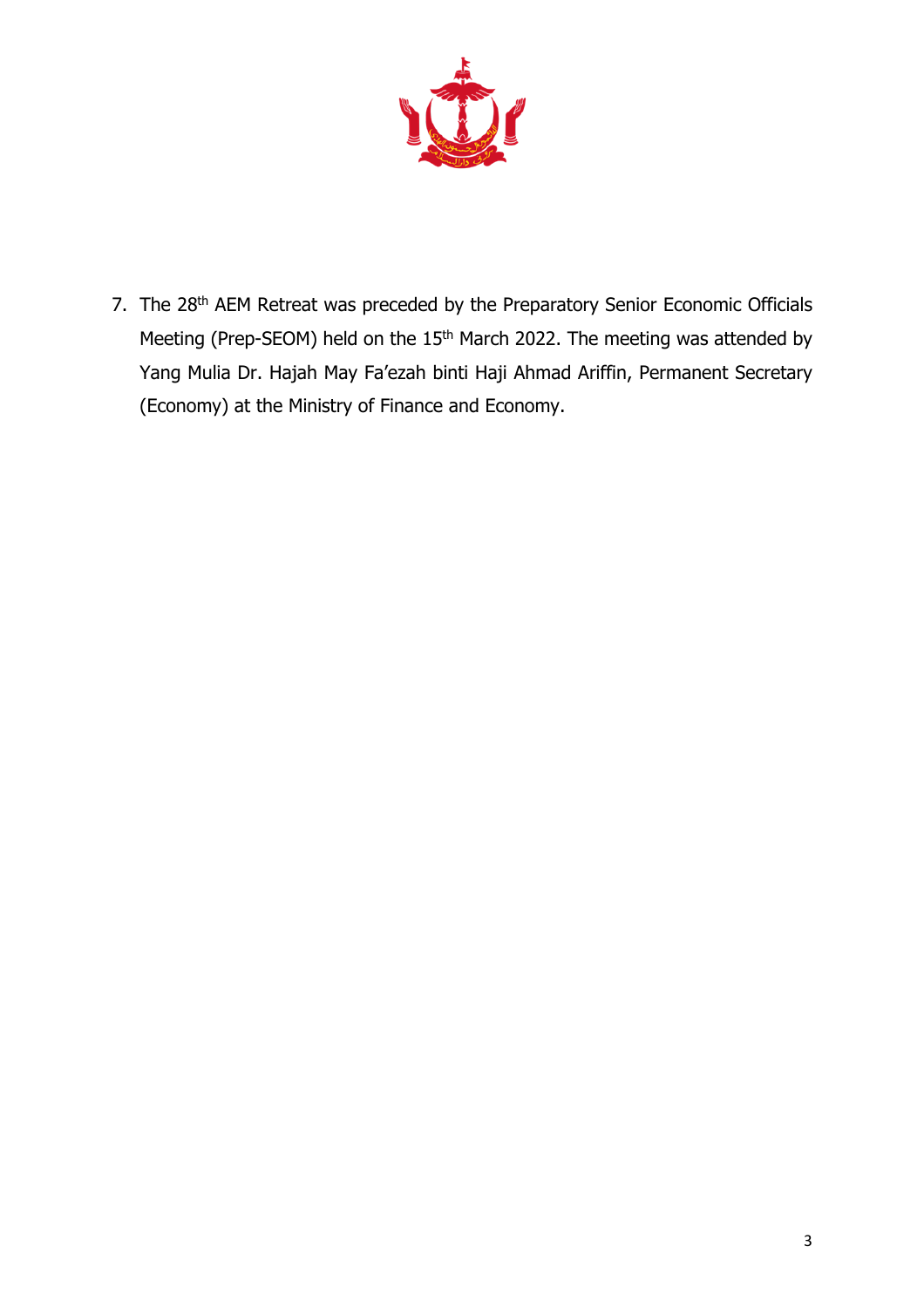7. The 28th AEM Retreat was preceded by the Preparatory Senior Economic Officials Meeting (Prep-SEOM) held on the 15th March 2022. The meeting was attended by Yang Mulia Dr. Hajah May Fa'ezah binti Haji Ahmad Ariffin, Permanent Secretary (Economy) at the Ministry of Finance and Economy.